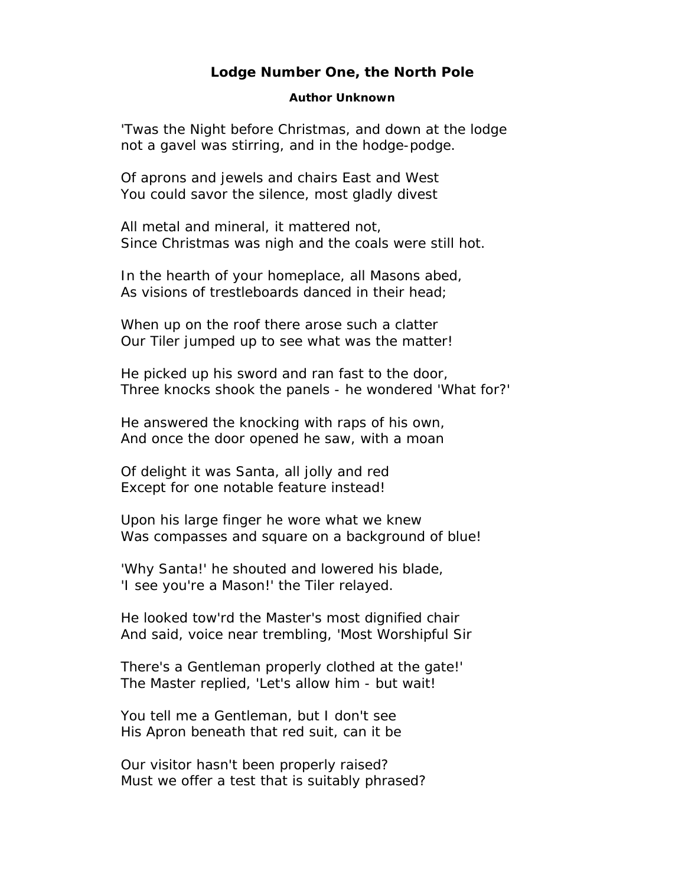# Lodge Number One, the North Pole

**Author Unknown**

'Twas the Night before Christmas, and down at the lodge
not a gavel was stirring, and in the hodge-podge.

Of aprons and jewels and chairs East and West
You could savor the silence, most gladly divest

All metal and mineral, it mattered not,
Since Christmas was nigh and the coals were still hot.

In the hearth of your homeplace, all Masons abed,
As visions of trestleboards danced in their head;

When up on the roof there arose such a clatter
Our Tiler jumped up to see what was the matter!

He picked up his sword and ran fast to the door,
Three knocks shook the panels - he wondered 'What for?'

He answered the knocking with raps of his own,
And once the door opened he saw, with a moan

Of delight it was Santa, all jolly and red
Except for one notable feature instead!

Upon his large finger he wore what we knew
Was compasses and square on a background of blue!

'Why Santa!' he shouted and lowered his blade,
'I see you're a Mason!' the Tiler relayed.

He looked tow'rd the Master's most dignified chair
And said, voice near trembling, 'Most Worshipful Sir

There's a Gentleman properly clothed at the gate!'
The Master replied, 'Let's allow him - but wait!

You tell me a Gentleman, but I don't see
His Apron beneath that red suit, can it be

Our visitor hasn't been properly raised?
Must we offer a test that is suitably phrased?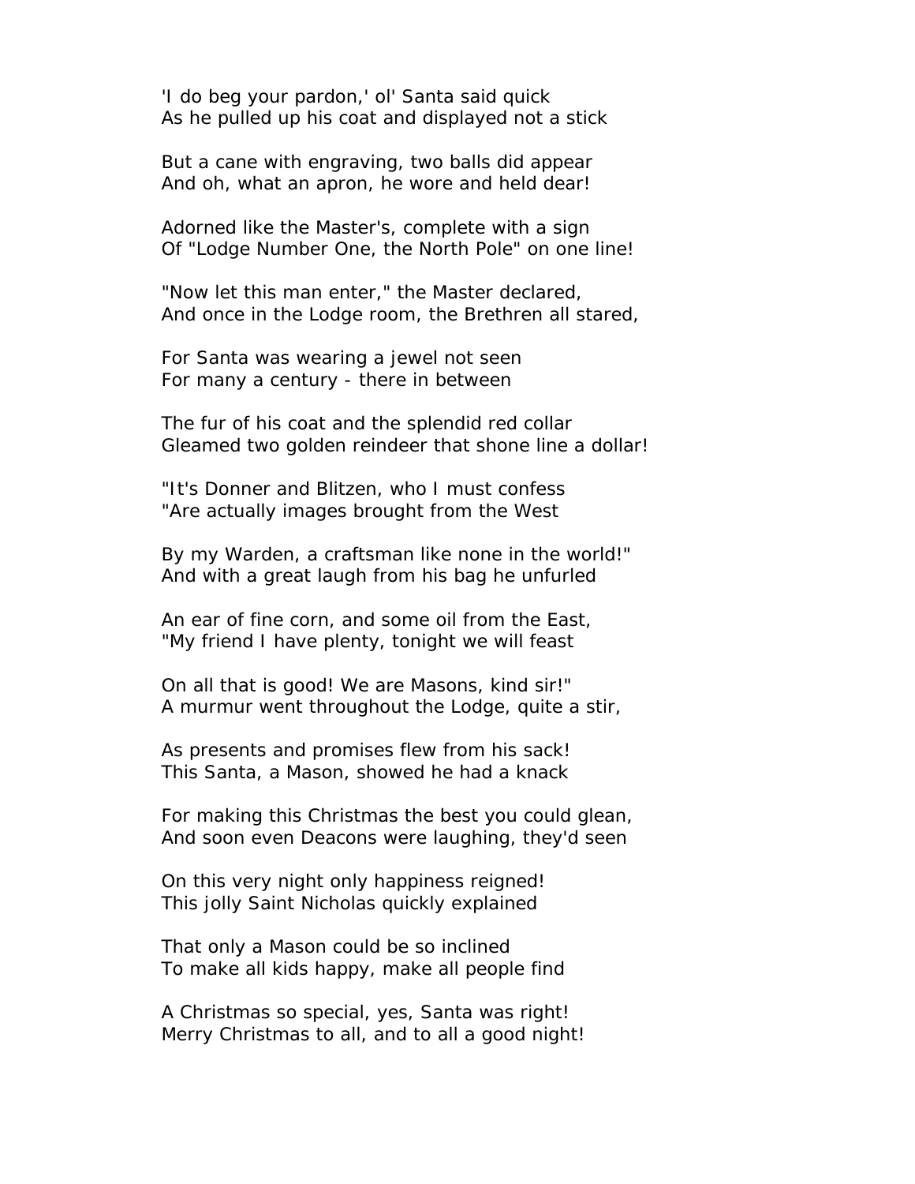'I do beg your pardon,' ol' Santa said quick  
As he pulled up his coat and displayed not a stick

But a cane with engraving, two balls did appear  
And oh, what an apron, he wore and held dear!

Adorned like the Master's, complete with a sign  
Of "Lodge Number One, the North Pole" on one line!

"Now let this man enter," the Master declared,  
And once in the Lodge room, the Brethren all stared,

For Santa was wearing a jewel not seen  
For many a century - there in between

The fur of his coat and the splendid red collar  
Gleamed two golden reindeer that shone line a dollar!

"It's Donner and Blitzen, who I must confess  
"Are actually images brought from the West

By my Warden, a craftsman like none in the world!"  
And with a great laugh from his bag he unfurled

An ear of fine corn, and some oil from the East,  
"My friend I have plenty, tonight we will feast

On all that is good! We are Masons, kind sir!"  
A murmur went throughout the Lodge, quite a stir,

As presents and promises flew from his sack!  
This Santa, a Mason, showed he had a knack

For making this Christmas the best you could glean,  
And soon even Deacons were laughing, they'd seen

On this very night only happiness reigned!  
This jolly Saint Nicholas quickly explained

That only a Mason could be so inclined  
To make all kids happy, make all people find

A Christmas so special, yes, Santa was right!  
Merry Christmas to all, and to all a good night!